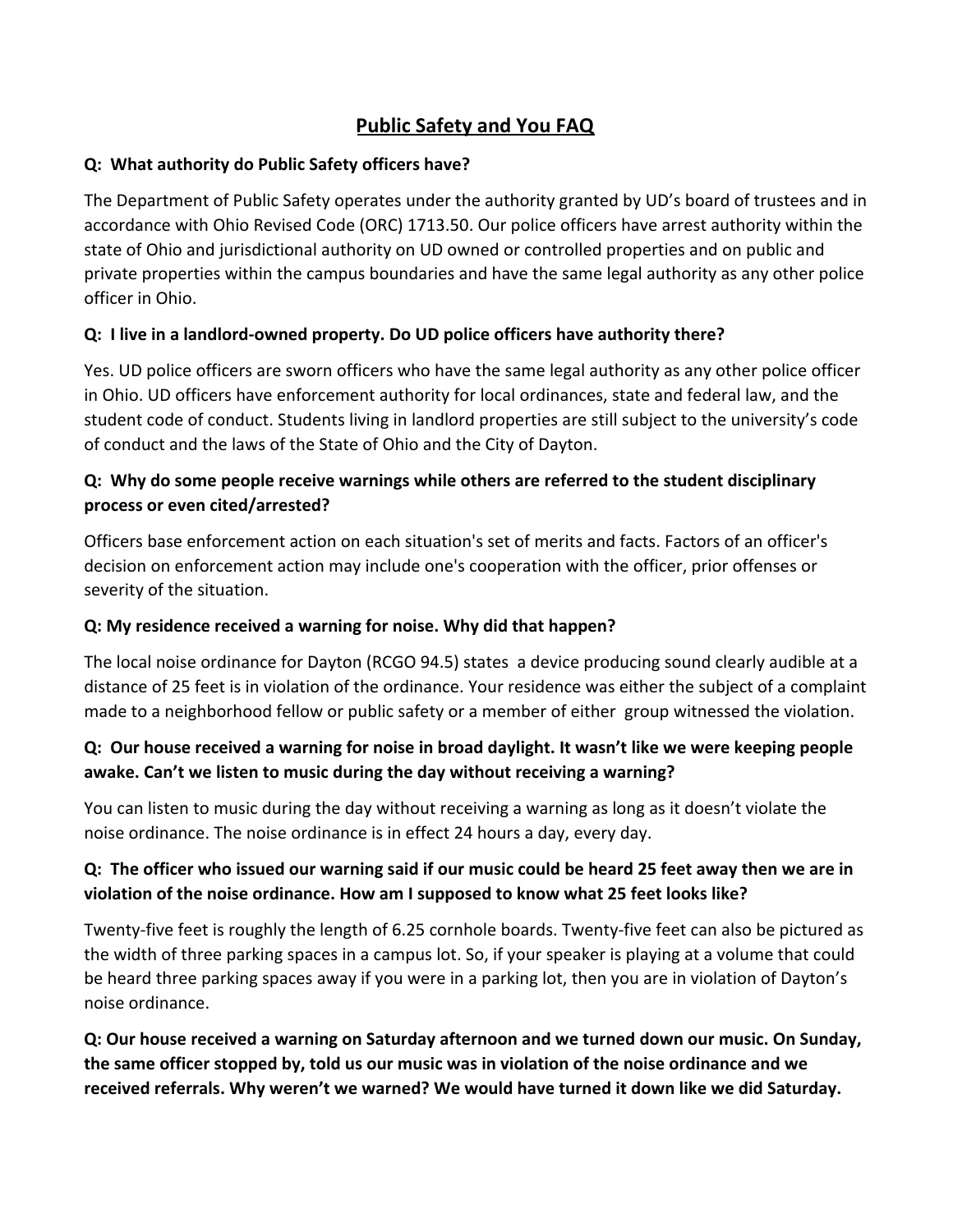# Public Safety and You FAQ

**Q: What authority do Public Safety officers have?**

The Department of Public Safety operates under the authority granted by UD's board of trustees and in accordance with Ohio Revised Code (ORC) 1713.50. Our police officers have arrest authority within the state of Ohio and jurisdictional authority on UD owned or controlled properties and on public and private properties within the campus boundaries and have the same legal authority as any other police officer in Ohio.

**Q: I live in a landlord-owned property. Do UD police officers have authority there?**

Yes. UD police officers are sworn officers who have the same legal authority as any other police officer in Ohio. UD officers have enforcement authority for local ordinances, state and federal law, and the student code of conduct. Students living in landlord properties are still subject to the university's code of conduct and the laws of the State of Ohio and the City of Dayton.

**Q: Why do some people receive warnings while others are referred to the student disciplinary process or even cited/arrested?**

Officers base enforcement action on each situation's set of merits and facts. Factors of an officer's decision on enforcement action may include one's cooperation with the officer, prior offenses or severity of the situation.

**Q: My residence received a warning for noise. Why did that happen?**

The local noise ordinance for Dayton (RCGO 94.5) states a device producing sound clearly audible at a distance of 25 feet is in violation of the ordinance. Your residence was either the subject of a complaint made to a neighborhood fellow or public safety or a member of either group witnessed the violation.

**Q: Our house received a warning for noise in broad daylight. It wasn't like we were keeping people awake. Can't we listen to music during the day without receiving a warning?**

You can listen to music during the day without receiving a warning as long as it doesn't violate the noise ordinance. The noise ordinance is in effect 24 hours a day, every day.

**Q: The officer who issued our warning said if our music could be heard 25 feet away then we are in violation of the noise ordinance. How am I supposed to know what 25 feet looks like?**

Twenty-five feet is roughly the length of 6.25 cornhole boards. Twenty-five feet can also be pictured as the width of three parking spaces in a campus lot. So, if your speaker is playing at a volume that could be heard three parking spaces away if you were in a parking lot, then you are in violation of Dayton's noise ordinance.

**Q: Our house received a warning on Saturday afternoon and we turned down our music. On Sunday, the same officer stopped by, told us our music was in violation of the noise ordinance and we received referrals. Why weren't we warned? We would have turned it down like we did Saturday.**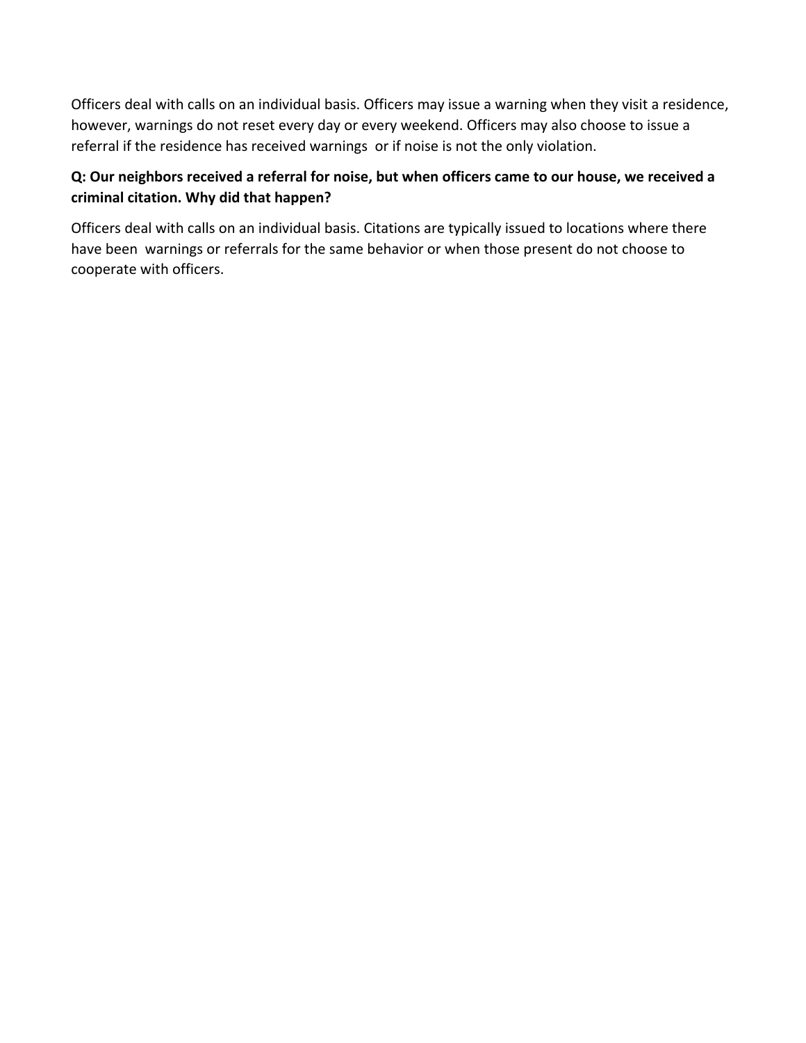Officers deal with calls on an individual basis. Officers may issue a warning when they visit a residence, however, warnings do not reset every day or every weekend. Officers may also choose to issue a referral if the residence has received warnings or if noise is not the only violation.

**Q: Our neighbors received a referral for noise, but when officers came to our house, we received a criminal citation. Why did that happen?**

Officers deal with calls on an individual basis. Citations are typically issued to locations where there have been warnings or referrals for the same behavior or when those present do not choose to cooperate with officers.